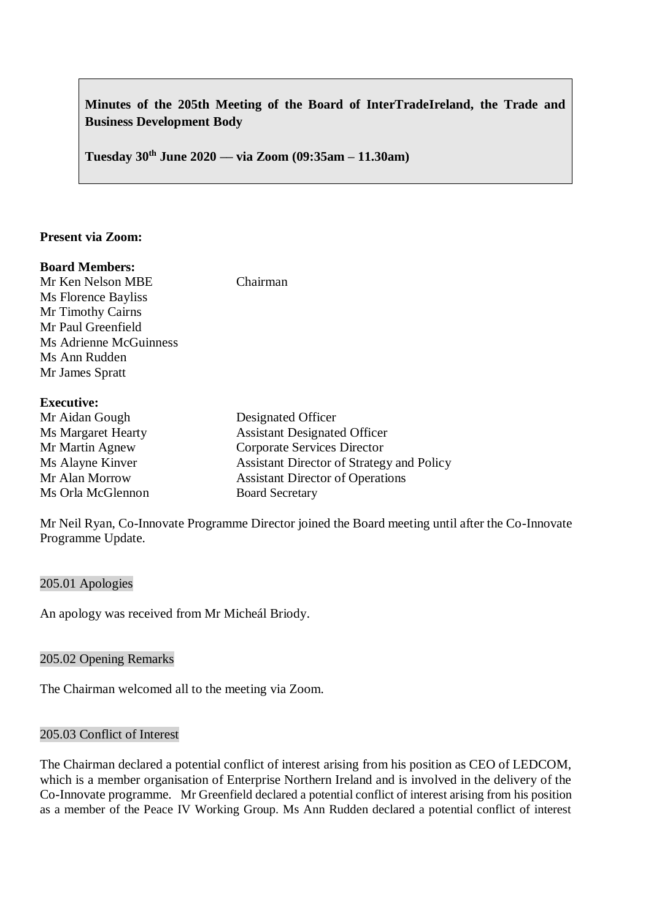**Minutes of the 205th Meeting of the Board of InterTradeIreland, the Trade and Business Development Body**

**Tuesday 30th June 2020 — via Zoom (09:35am – 11.30am)**

**Present via Zoom:**

**Board Members:**

| | |
|---|---|
| Mr Ken Nelson MBE | Chairman |
| Ms Florence Bayliss | |
| Mr Timothy Cairns | |
| Mr Paul Greenfield | |
| Ms Adrienne McGuinness | |
| Ms Ann Rudden | |
| Mr James Spratt | |

**Executive:**

| | |
|---|---|
| Mr Aidan Gough | Designated Officer |
| Ms Margaret Hearty | Assistant Designated Officer |
| Mr Martin Agnew | Corporate Services Director |
| Ms Alayne Kinver | Assistant Director of Strategy and Policy |
| Mr Alan Morrow | Assistant Director of Operations |
| Ms Orla McGlennon | Board Secretary |

Mr Neil Ryan, Co-Innovate Programme Director joined the Board meeting until after the Co-Innovate Programme Update.

## 205.01 Apologies

An apology was received from Mr Micheál Briody.

## 205.02 Opening Remarks

The Chairman welcomed all to the meeting via Zoom.

## 205.03 Conflict of Interest

The Chairman declared a potential conflict of interest arising from his position as CEO of LEDCOM, which is a member organisation of Enterprise Northern Ireland and is involved in the delivery of the Co-Innovate programme. Mr Greenfield declared a potential conflict of interest arising from his position as a member of the Peace IV Working Group. Ms Ann Rudden declared a potential conflict of interest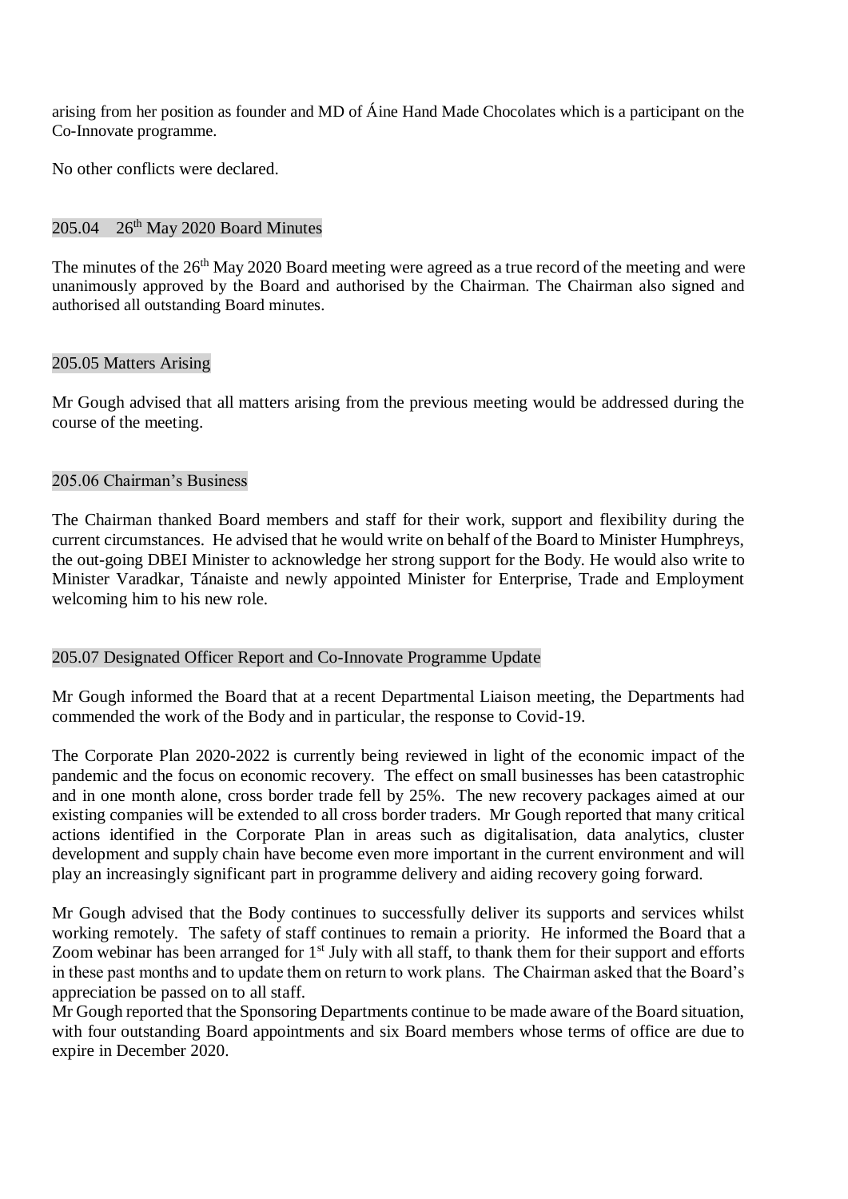arising from her position as founder and MD of Áine Hand Made Chocolates which is a participant on the Co-Innovate programme.

No other conflicts were declared.

## 205.04 26th May 2020 Board Minutes

The minutes of the 26th May 2020 Board meeting were agreed as a true record of the meeting and were unanimously approved by the Board and authorised by the Chairman. The Chairman also signed and authorised all outstanding Board minutes.

## 205.05 Matters Arising

Mr Gough advised that all matters arising from the previous meeting would be addressed during the course of the meeting.

## 205.06 Chairman's Business

The Chairman thanked Board members and staff for their work, support and flexibility during the current circumstances. He advised that he would write on behalf of the Board to Minister Humphreys, the out-going DBEI Minister to acknowledge her strong support for the Body. He would also write to Minister Varadkar, Tánaiste and newly appointed Minister for Enterprise, Trade and Employment welcoming him to his new role.

## 205.07 Designated Officer Report and Co-Innovate Programme Update

Mr Gough informed the Board that at a recent Departmental Liaison meeting, the Departments had commended the work of the Body and in particular, the response to Covid-19.

The Corporate Plan 2020-2022 is currently being reviewed in light of the economic impact of the pandemic and the focus on economic recovery. The effect on small businesses has been catastrophic and in one month alone, cross border trade fell by 25%. The new recovery packages aimed at our existing companies will be extended to all cross border traders. Mr Gough reported that many critical actions identified in the Corporate Plan in areas such as digitalisation, data analytics, cluster development and supply chain have become even more important in the current environment and will play an increasingly significant part in programme delivery and aiding recovery going forward.

Mr Gough advised that the Body continues to successfully deliver its supports and services whilst working remotely. The safety of staff continues to remain a priority. He informed the Board that a Zoom webinar has been arranged for 1st July with all staff, to thank them for their support and efforts in these past months and to update them on return to work plans. The Chairman asked that the Board's appreciation be passed on to all staff.

Mr Gough reported that the Sponsoring Departments continue to be made aware of the Board situation, with four outstanding Board appointments and six Board members whose terms of office are due to expire in December 2020.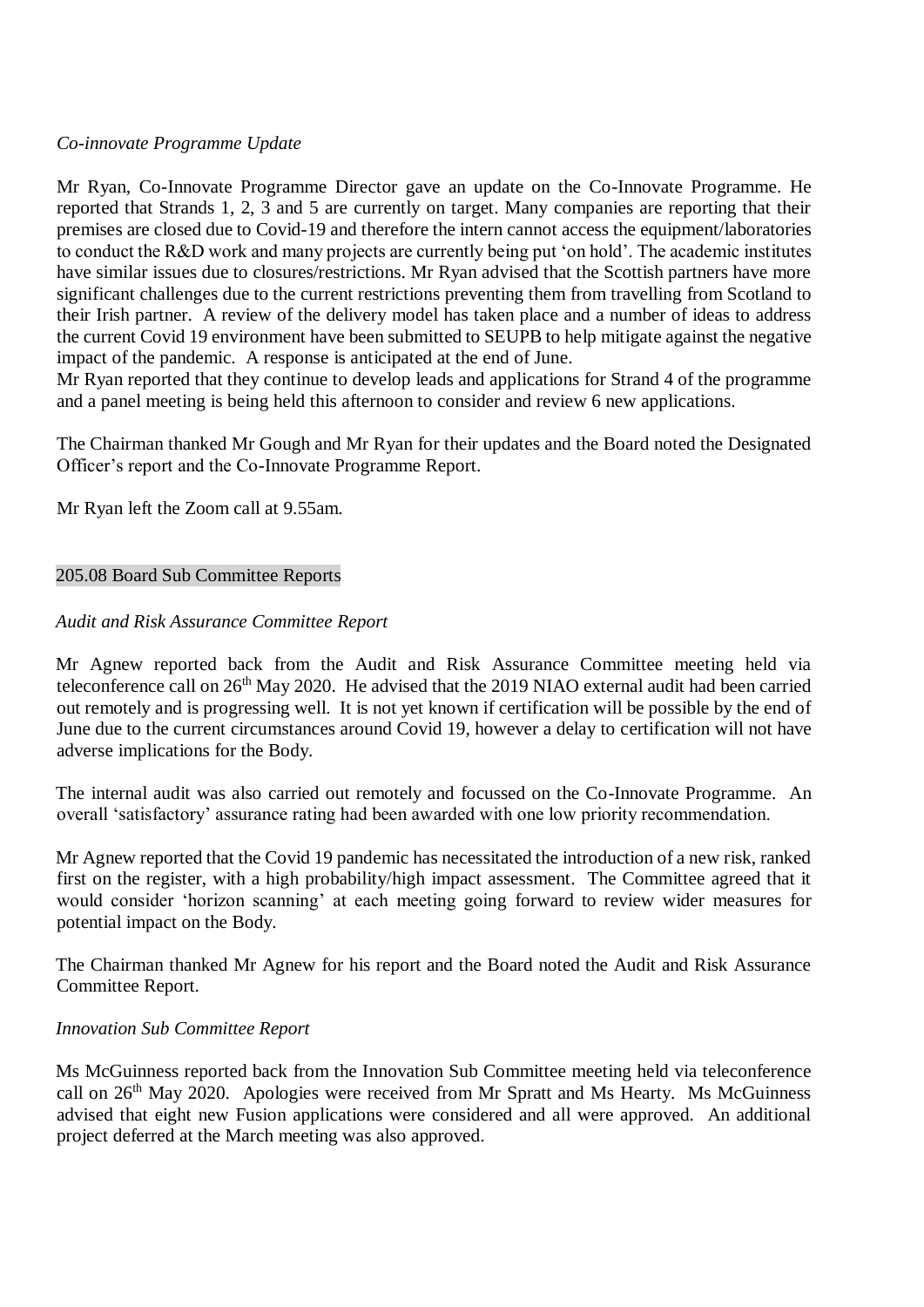*Co-innovate Programme Update*

Mr Ryan, Co-Innovate Programme Director gave an update on the Co-Innovate Programme. He reported that Strands 1, 2, 3 and 5 are currently on target. Many companies are reporting that their premises are closed due to Covid-19 and therefore the intern cannot access the equipment/laboratories to conduct the R&D work and many projects are currently being put 'on hold'. The academic institutes have similar issues due to closures/restrictions. Mr Ryan advised that the Scottish partners have more significant challenges due to the current restrictions preventing them from travelling from Scotland to their Irish partner. A review of the delivery model has taken place and a number of ideas to address the current Covid 19 environment have been submitted to SEUPB to help mitigate against the negative impact of the pandemic. A response is anticipated at the end of June.

Mr Ryan reported that they continue to develop leads and applications for Strand 4 of the programme and a panel meeting is being held this afternoon to consider and review 6 new applications.

The Chairman thanked Mr Gough and Mr Ryan for their updates and the Board noted the Designated Officer's report and the Co-Innovate Programme Report.

Mr Ryan left the Zoom call at 9.55am.

## 205.08 Board Sub Committee Reports

*Audit and Risk Assurance Committee Report*

Mr Agnew reported back from the Audit and Risk Assurance Committee meeting held via teleconference call on 26th May 2020. He advised that the 2019 NIAO external audit had been carried out remotely and is progressing well. It is not yet known if certification will be possible by the end of June due to the current circumstances around Covid 19, however a delay to certification will not have adverse implications for the Body.

The internal audit was also carried out remotely and focussed on the Co-Innovate Programme. An overall 'satisfactory' assurance rating had been awarded with one low priority recommendation.

Mr Agnew reported that the Covid 19 pandemic has necessitated the introduction of a new risk, ranked first on the register, with a high probability/high impact assessment. The Committee agreed that it would consider 'horizon scanning' at each meeting going forward to review wider measures for potential impact on the Body.

The Chairman thanked Mr Agnew for his report and the Board noted the Audit and Risk Assurance Committee Report.

*Innovation Sub Committee Report*

Ms McGuinness reported back from the Innovation Sub Committee meeting held via teleconference call on 26th May 2020. Apologies were received from Mr Spratt and Ms Hearty. Ms McGuinness advised that eight new Fusion applications were considered and all were approved. An additional project deferred at the March meeting was also approved.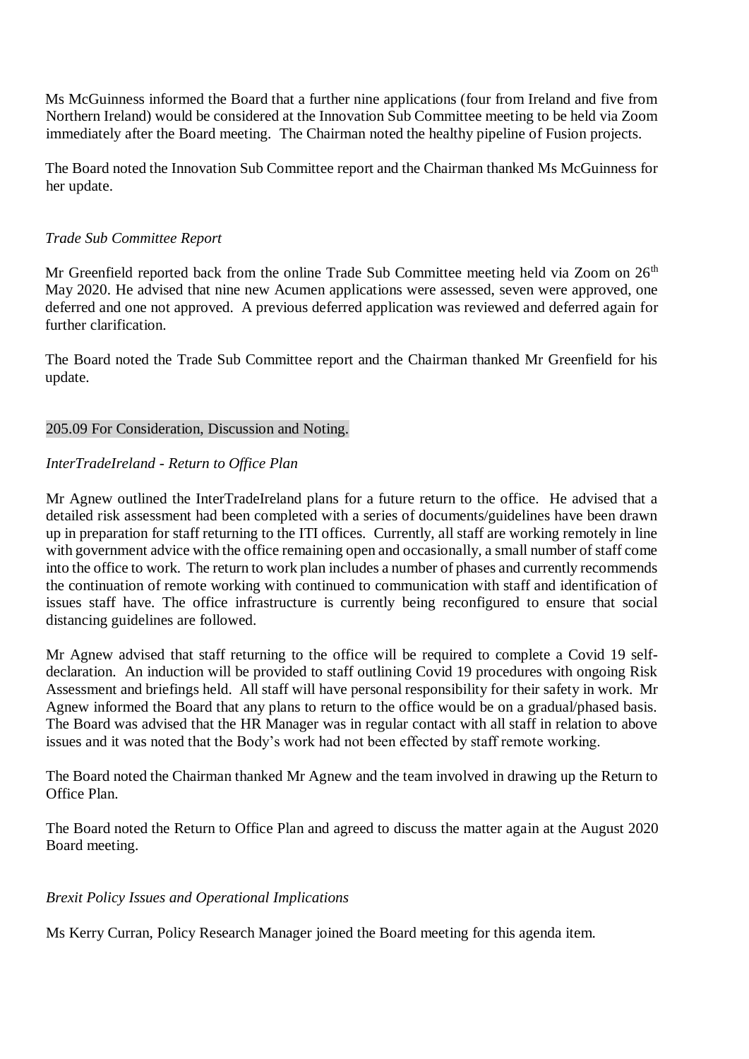Ms McGuinness informed the Board that a further nine applications (four from Ireland and five from Northern Ireland) would be considered at the Innovation Sub Committee meeting to be held via Zoom immediately after the Board meeting. The Chairman noted the healthy pipeline of Fusion projects.

The Board noted the Innovation Sub Committee report and the Chairman thanked Ms McGuinness for her update.

*Trade Sub Committee Report*

Mr Greenfield reported back from the online Trade Sub Committee meeting held via Zoom on 26th May 2020. He advised that nine new Acumen applications were assessed, seven were approved, one deferred and one not approved. A previous deferred application was reviewed and deferred again for further clarification.

The Board noted the Trade Sub Committee report and the Chairman thanked Mr Greenfield for his update.

205.09 For Consideration, Discussion and Noting.

*InterTradeIreland - Return to Office Plan*

Mr Agnew outlined the InterTradeIreland plans for a future return to the office. He advised that a detailed risk assessment had been completed with a series of documents/guidelines have been drawn up in preparation for staff returning to the ITI offices. Currently, all staff are working remotely in line with government advice with the office remaining open and occasionally, a small number of staff come into the office to work. The return to work plan includes a number of phases and currently recommends the continuation of remote working with continued to communication with staff and identification of issues staff have. The office infrastructure is currently being reconfigured to ensure that social distancing guidelines are followed.

Mr Agnew advised that staff returning to the office will be required to complete a Covid 19 self-declaration. An induction will be provided to staff outlining Covid 19 procedures with ongoing Risk Assessment and briefings held. All staff will have personal responsibility for their safety in work. Mr Agnew informed the Board that any plans to return to the office would be on a gradual/phased basis. The Board was advised that the HR Manager was in regular contact with all staff in relation to above issues and it was noted that the Body's work had not been effected by staff remote working.

The Board noted the Chairman thanked Mr Agnew and the team involved in drawing up the Return to Office Plan.

The Board noted the Return to Office Plan and agreed to discuss the matter again at the August 2020 Board meeting.

*Brexit Policy Issues and Operational Implications*

Ms Kerry Curran, Policy Research Manager joined the Board meeting for this agenda item.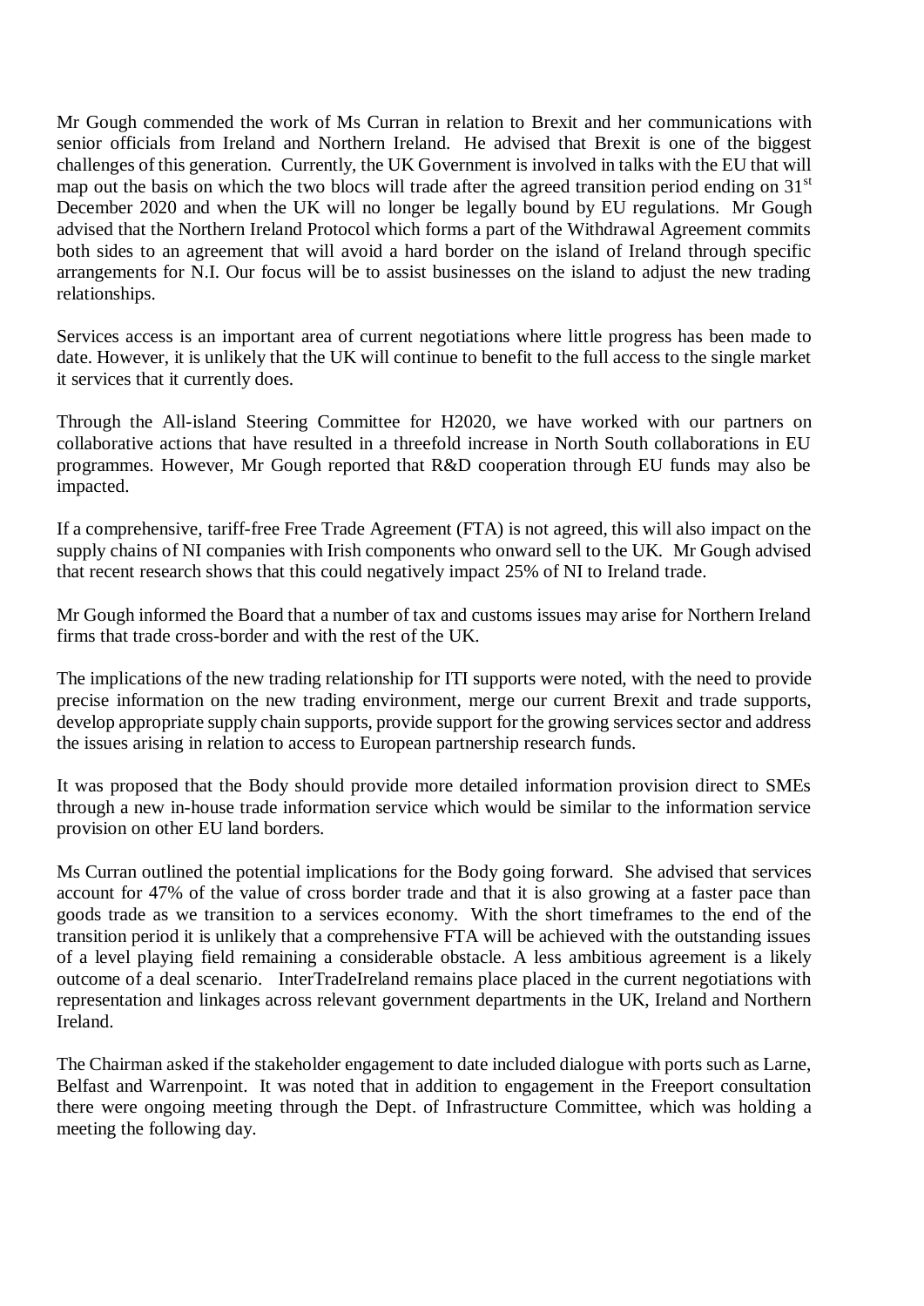Mr Gough commended the work of Ms Curran in relation to Brexit and her communications with senior officials from Ireland and Northern Ireland. He advised that Brexit is one of the biggest challenges of this generation. Currently, the UK Government is involved in talks with the EU that will map out the basis on which the two blocs will trade after the agreed transition period ending on 31st December 2020 and when the UK will no longer be legally bound by EU regulations. Mr Gough advised that the Northern Ireland Protocol which forms a part of the Withdrawal Agreement commits both sides to an agreement that will avoid a hard border on the island of Ireland through specific arrangements for N.I. Our focus will be to assist businesses on the island to adjust the new trading relationships.

Services access is an important area of current negotiations where little progress has been made to date. However, it is unlikely that the UK will continue to benefit to the full access to the single market it services that it currently does.

Through the All-island Steering Committee for H2020, we have worked with our partners on collaborative actions that have resulted in a threefold increase in North South collaborations in EU programmes. However, Mr Gough reported that R&D cooperation through EU funds may also be impacted.

If a comprehensive, tariff-free Free Trade Agreement (FTA) is not agreed, this will also impact on the supply chains of NI companies with Irish components who onward sell to the UK. Mr Gough advised that recent research shows that this could negatively impact 25% of NI to Ireland trade.

Mr Gough informed the Board that a number of tax and customs issues may arise for Northern Ireland firms that trade cross-border and with the rest of the UK.

The implications of the new trading relationship for ITI supports were noted, with the need to provide precise information on the new trading environment, merge our current Brexit and trade supports, develop appropriate supply chain supports, provide support for the growing services sector and address the issues arising in relation to access to European partnership research funds.

It was proposed that the Body should provide more detailed information provision direct to SMEs through a new in-house trade information service which would be similar to the information service provision on other EU land borders.

Ms Curran outlined the potential implications for the Body going forward. She advised that services account for 47% of the value of cross border trade and that it is also growing at a faster pace than goods trade as we transition to a services economy. With the short timeframes to the end of the transition period it is unlikely that a comprehensive FTA will be achieved with the outstanding issues of a level playing field remaining a considerable obstacle. A less ambitious agreement is a likely outcome of a deal scenario. InterTradeIreland remains place placed in the current negotiations with representation and linkages across relevant government departments in the UK, Ireland and Northern Ireland.

The Chairman asked if the stakeholder engagement to date included dialogue with ports such as Larne, Belfast and Warrenpoint. It was noted that in addition to engagement in the Freeport consultation there were ongoing meeting through the Dept. of Infrastructure Committee, which was holding a meeting the following day.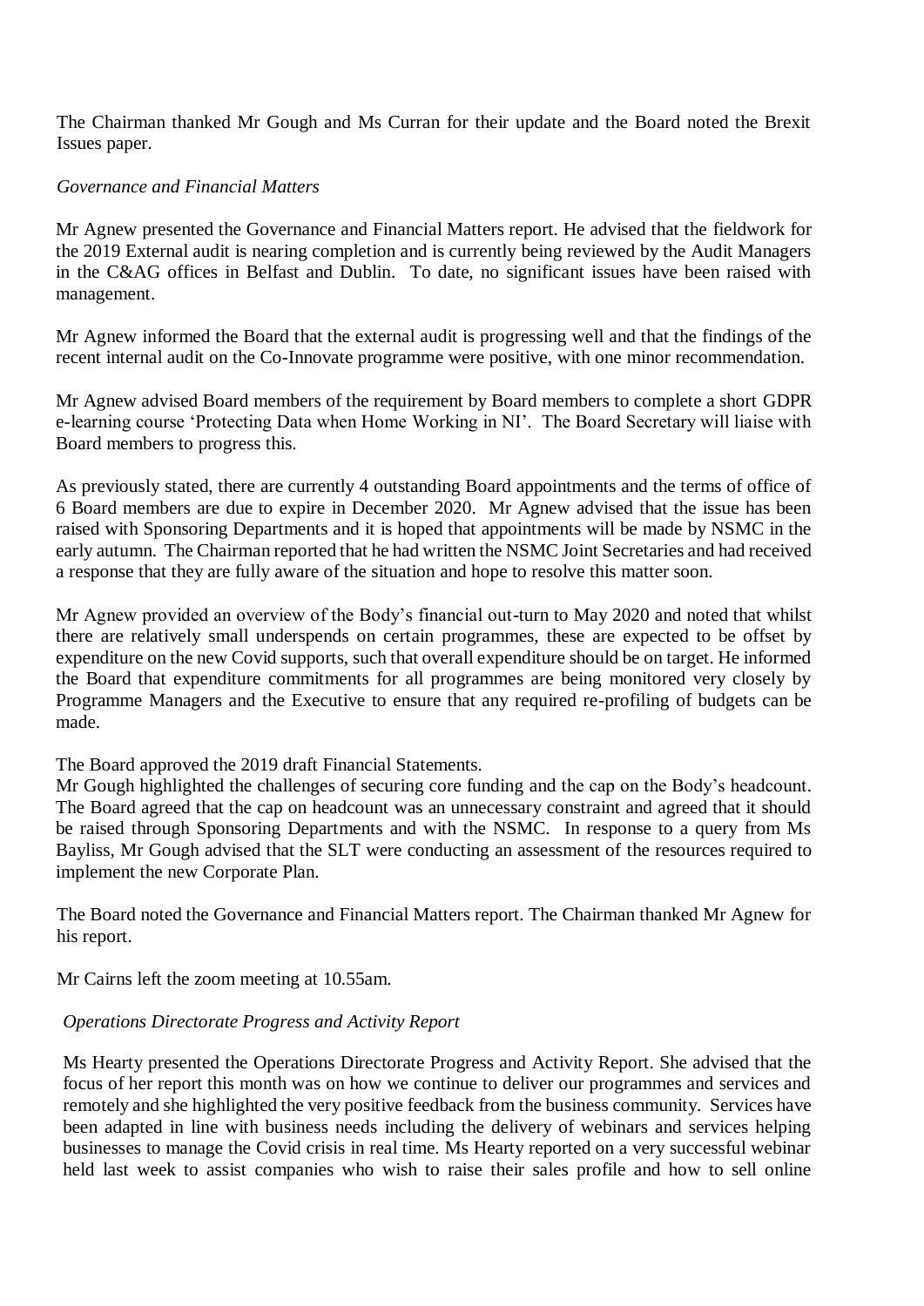The Chairman thanked Mr Gough and Ms Curran for their update and the Board noted the Brexit Issues paper.

*Governance and Financial Matters*

Mr Agnew presented the Governance and Financial Matters report. He advised that the fieldwork for the 2019 External audit is nearing completion and is currently being reviewed by the Audit Managers in the C&AG offices in Belfast and Dublin. To date, no significant issues have been raised with management.

Mr Agnew informed the Board that the external audit is progressing well and that the findings of the recent internal audit on the Co-Innovate programme were positive, with one minor recommendation.

Mr Agnew advised Board members of the requirement by Board members to complete a short GDPR e-learning course 'Protecting Data when Home Working in NI'. The Board Secretary will liaise with Board members to progress this.

As previously stated, there are currently 4 outstanding Board appointments and the terms of office of 6 Board members are due to expire in December 2020. Mr Agnew advised that the issue has been raised with Sponsoring Departments and it is hoped that appointments will be made by NSMC in the early autumn. The Chairman reported that he had written the NSMC Joint Secretaries and had received a response that they are fully aware of the situation and hope to resolve this matter soon.

Mr Agnew provided an overview of the Body's financial out-turn to May 2020 and noted that whilst there are relatively small underspends on certain programmes, these are expected to be offset by expenditure on the new Covid supports, such that overall expenditure should be on target. He informed the Board that expenditure commitments for all programmes are being monitored very closely by Programme Managers and the Executive to ensure that any required re-profiling of budgets can be made.

The Board approved the 2019 draft Financial Statements.

Mr Gough highlighted the challenges of securing core funding and the cap on the Body's headcount. The Board agreed that the cap on headcount was an unnecessary constraint and agreed that it should be raised through Sponsoring Departments and with the NSMC. In response to a query from Ms Bayliss, Mr Gough advised that the SLT were conducting an assessment of the resources required to implement the new Corporate Plan.

The Board noted the Governance and Financial Matters report. The Chairman thanked Mr Agnew for his report.

Mr Cairns left the zoom meeting at 10.55am.

*Operations Directorate Progress and Activity Report*

Ms Hearty presented the Operations Directorate Progress and Activity Report. She advised that the focus of her report this month was on how we continue to deliver our programmes and services and remotely and she highlighted the very positive feedback from the business community. Services have been adapted in line with business needs including the delivery of webinars and services helping businesses to manage the Covid crisis in real time. Ms Hearty reported on a very successful webinar held last week to assist companies who wish to raise their sales profile and how to sell online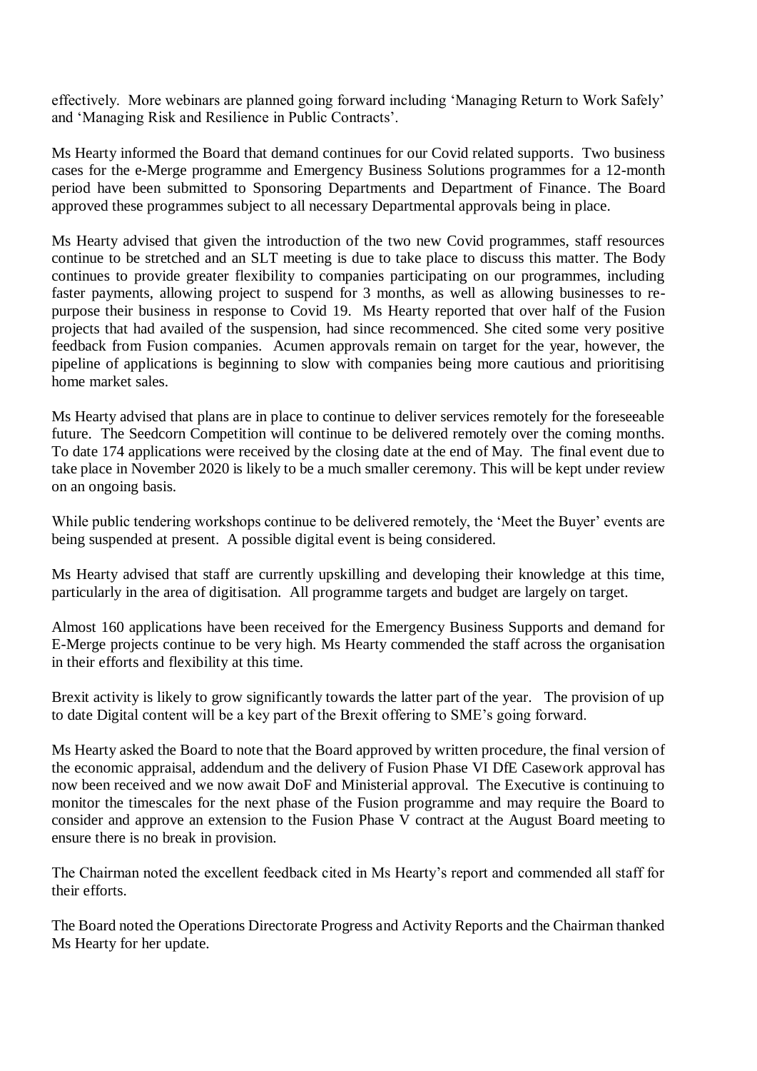effectively. More webinars are planned going forward including 'Managing Return to Work Safely' and 'Managing Risk and Resilience in Public Contracts'.

Ms Hearty informed the Board that demand continues for our Covid related supports. Two business cases for the e-Merge programme and Emergency Business Solutions programmes for a 12-month period have been submitted to Sponsoring Departments and Department of Finance. The Board approved these programmes subject to all necessary Departmental approvals being in place.

Ms Hearty advised that given the introduction of the two new Covid programmes, staff resources continue to be stretched and an SLT meeting is due to take place to discuss this matter. The Body continues to provide greater flexibility to companies participating on our programmes, including faster payments, allowing project to suspend for 3 months, as well as allowing businesses to re-purpose their business in response to Covid 19. Ms Hearty reported that over half of the Fusion projects that had availed of the suspension, had since recommenced. She cited some very positive feedback from Fusion companies. Acumen approvals remain on target for the year, however, the pipeline of applications is beginning to slow with companies being more cautious and prioritising home market sales.

Ms Hearty advised that plans are in place to continue to deliver services remotely for the foreseeable future. The Seedcorn Competition will continue to be delivered remotely over the coming months. To date 174 applications were received by the closing date at the end of May. The final event due to take place in November 2020 is likely to be a much smaller ceremony. This will be kept under review on an ongoing basis.

While public tendering workshops continue to be delivered remotely, the 'Meet the Buyer' events are being suspended at present. A possible digital event is being considered.

Ms Hearty advised that staff are currently upskilling and developing their knowledge at this time, particularly in the area of digitisation. All programme targets and budget are largely on target.

Almost 160 applications have been received for the Emergency Business Supports and demand for E-Merge projects continue to be very high. Ms Hearty commended the staff across the organisation in their efforts and flexibility at this time.

Brexit activity is likely to grow significantly towards the latter part of the year. The provision of up to date Digital content will be a key part of the Brexit offering to SME's going forward.

Ms Hearty asked the Board to note that the Board approved by written procedure, the final version of the economic appraisal, addendum and the delivery of Fusion Phase VI DfE Casework approval has now been received and we now await DoF and Ministerial approval. The Executive is continuing to monitor the timescales for the next phase of the Fusion programme and may require the Board to consider and approve an extension to the Fusion Phase V contract at the August Board meeting to ensure there is no break in provision.

The Chairman noted the excellent feedback cited in Ms Hearty's report and commended all staff for their efforts.

The Board noted the Operations Directorate Progress and Activity Reports and the Chairman thanked Ms Hearty for her update.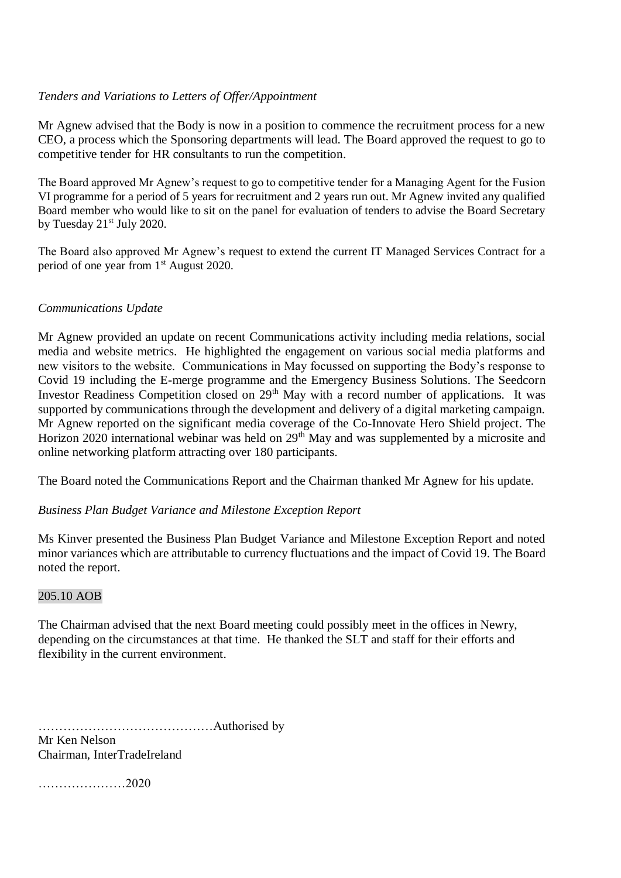*Tenders and Variations to Letters of Offer/Appointment*

Mr Agnew advised that the Body is now in a position to commence the recruitment process for a new CEO, a process which the Sponsoring departments will lead. The Board approved the request to go to competitive tender for HR consultants to run the competition.

The Board approved Mr Agnew's request to go to competitive tender for a Managing Agent for the Fusion VI programme for a period of 5 years for recruitment and 2 years run out. Mr Agnew invited any qualified Board member who would like to sit on the panel for evaluation of tenders to advise the Board Secretary by Tuesday 21st July 2020.

The Board also approved Mr Agnew's request to extend the current IT Managed Services Contract for a period of one year from 1st August 2020.

*Communications Update*

Mr Agnew provided an update on recent Communications activity including media relations, social media and website metrics. He highlighted the engagement on various social media platforms and new visitors to the website. Communications in May focussed on supporting the Body's response to Covid 19 including the E-merge programme and the Emergency Business Solutions. The Seedcorn Investor Readiness Competition closed on 29th May with a record number of applications. It was supported by communications through the development and delivery of a digital marketing campaign. Mr Agnew reported on the significant media coverage of the Co-Innovate Hero Shield project. The Horizon 2020 international webinar was held on 29th May and was supplemented by a microsite and online networking platform attracting over 180 participants.

The Board noted the Communications Report and the Chairman thanked Mr Agnew for his update.

*Business Plan Budget Variance and Milestone Exception Report*

Ms Kinver presented the Business Plan Budget Variance and Milestone Exception Report and noted minor variances which are attributable to currency fluctuations and the impact of Covid 19. The Board noted the report.

205.10 AOB

The Chairman advised that the next Board meeting could possibly meet in the offices in Newry, depending on the circumstances at that time. He thanked the SLT and staff for their efforts and flexibility in the current environment.

……………………………………Authorised by
Mr Ken Nelson
Chairman, InterTradeIreland

…………………2020